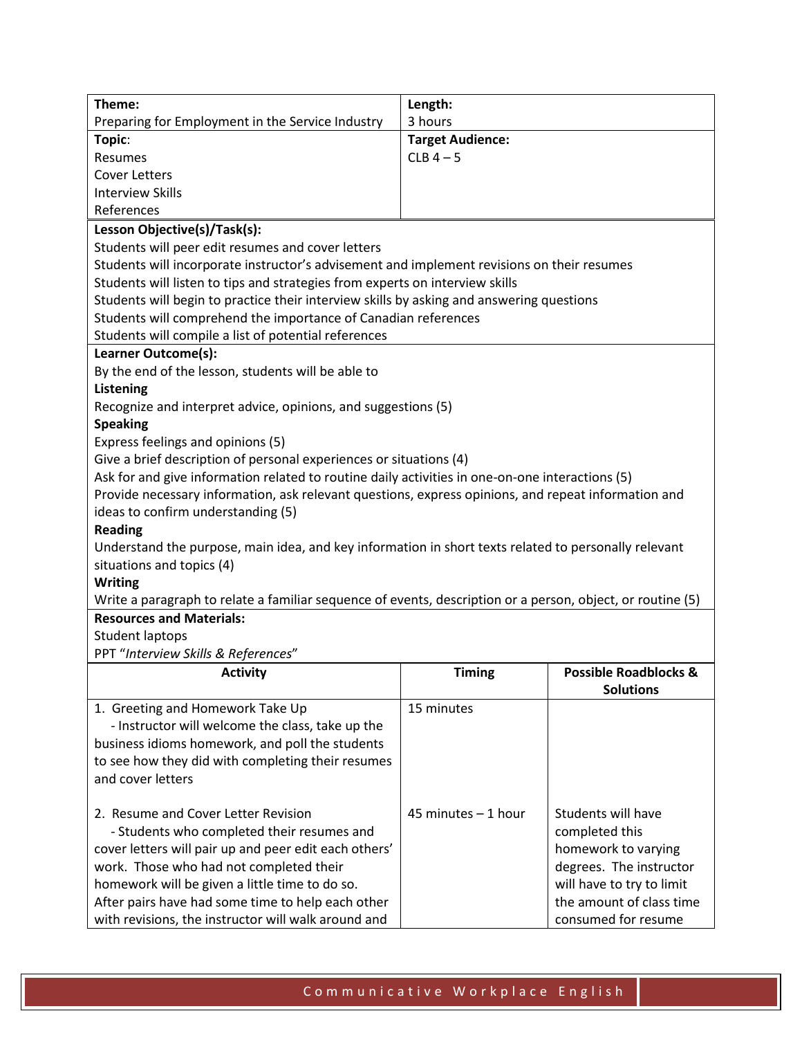| **Theme:** | **Length:** |
|---|---|
| Preparing for Employment in the Service Industry | 3 hours |
| **Topic**:<br>Resumes<br>Cover Letters<br>Interview Skills<br>References | **Target Audience:**<br>CLB 4 – 5 |

**Lesson Objective(s)/Task(s):**

Students will peer edit resumes and cover letters
Students will incorporate instructor's advisement and implement revisions on their resumes
Students will listen to tips and strategies from experts on interview skills
Students will begin to practice their interview skills by asking and answering questions
Students will comprehend the importance of Canadian references
Students will compile a list of potential references

**Learner Outcome(s):**

By the end of the lesson, students will be able to

**Listening**

Recognize and interpret advice, opinions, and suggestions (5)

**Speaking**

Express feelings and opinions (5)
Give a brief description of personal experiences or situations (4)
Ask for and give information related to routine daily activities in one-on-one interactions (5)
Provide necessary information, ask relevant questions, express opinions, and repeat information and ideas to confirm understanding (5)

**Reading**

Understand the purpose, main idea, and key information in short texts related to personally relevant situations and topics (4)

**Writing**

Write a paragraph to relate a familiar sequence of events, description or a person, object, or routine (5)

**Resources and Materials:**

Student laptops
PPT "*Interview Skills & References*"

| Activity | Timing | Possible Roadblocks & Solutions |
|---|---|---|
| 1. Greeting and Homework Take Up<br>- Instructor will welcome the class, take up the business idioms homework, and poll the students to see how they did with completing their resumes and cover letters | 15 minutes | |
| 2. Resume and Cover Letter Revision<br>- Students who completed their resumes and cover letters will pair up and peer edit each others' work. Those who had not completed their homework will be given a little time to do so. After pairs have had some time to help each other with revisions, the instructor will walk around and | 45 minutes – 1 hour | Students will have completed this homework to varying degrees. The instructor will have to try to limit the amount of class time consumed for resume |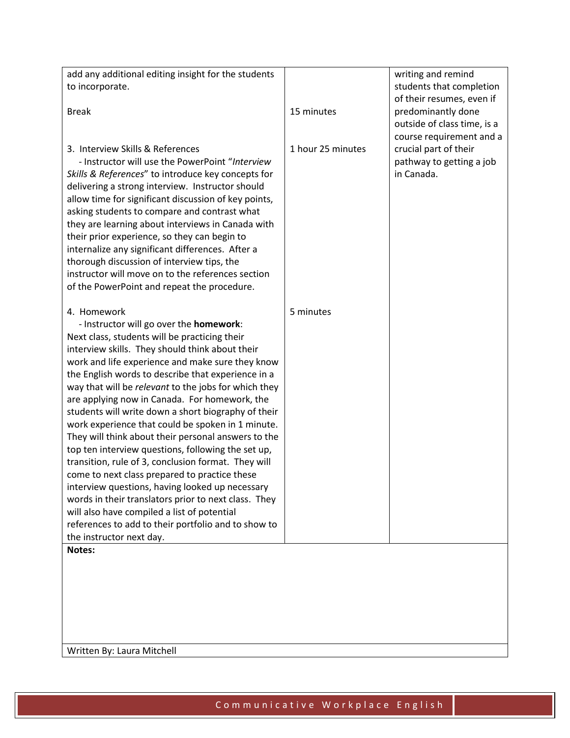| | | |
|---|---|---|
| add any additional editing insight for the students to incorporate.<br><br>Break<br><br>3. Interview Skills & References<br>- Instructor will use the PowerPoint "*Interview Skills & References*" to introduce key concepts for delivering a strong interview. Instructor should allow time for significant discussion of key points, asking students to compare and contrast what they are learning about interviews in Canada with their prior experience, so they can begin to internalize any significant differences. After a thorough discussion of interview tips, the instructor will move on to the references section of the PowerPoint and repeat the procedure.<br><br>4. Homework<br>- Instructor will go over the **homework**:<br>Next class, students will be practicing their interview skills. They should think about their work and life experience and make sure they know the English words to describe that experience in a way that will be *relevant* to the jobs for which they are applying now in Canada. For homework, the students will write down a short biography of their work experience that could be spoken in 1 minute. They will think about their personal answers to the top ten interview questions, following the set up, transition, rule of 3, conclusion format. They will come to next class prepared to practice these interview questions, having looked up necessary words in their translators prior to next class. They will also have compiled a list of potential references to add to their portfolio and to show to the instructor next day. | <br><br><br>15 minutes<br><br>1 hour 25 minutes<br><br><br><br><br><br><br><br><br><br>5 minutes | writing and remind students that completion of their resumes, even if predominantly done outside of class time, is a course requirement and a crucial part of their pathway to getting a job in Canada. |
| **Notes:** | | |
| Written By: Laura Mitchell | | |